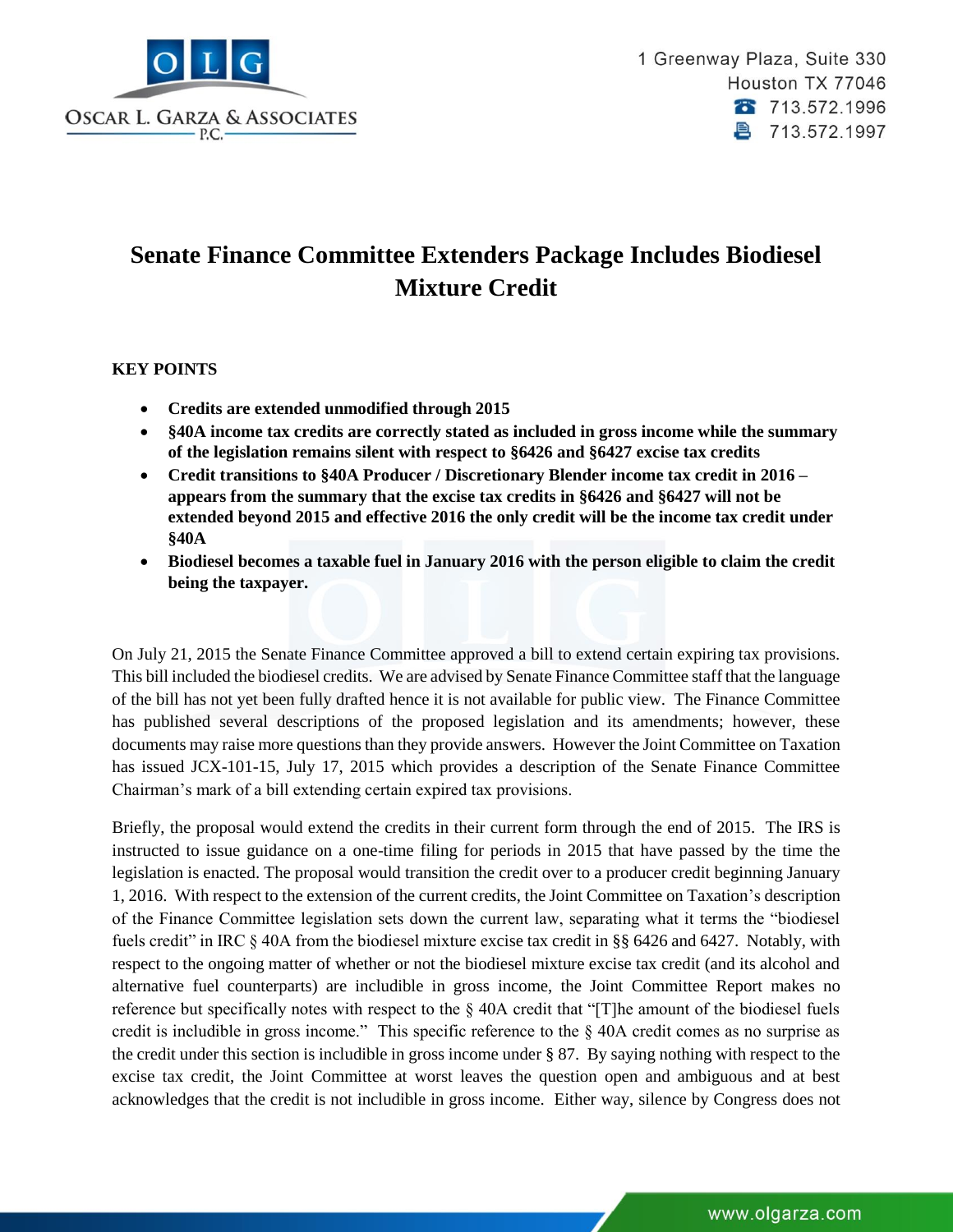# Senate Finance Committee Extenders Package Includes Biodiesel Mixture Credit

**KEY POINTS**

- **Credits are extended unmodified through 2015**
- **§40A income tax credits are correctly stated as included in gross income while the summary of the legislation remains silent with respect to §6426 and §6427 excise tax credits**
- **Credit transitions to §40A Producer / Discretionary Blender income tax credit in 2016 – appears from the summary that the excise tax credits in §6426 and §6427 will not be extended beyond 2015 and effective 2016 the only credit will be the income tax credit under §40A**
- **Biodiesel becomes a taxable fuel in January 2016 with the person eligible to claim the credit being the taxpayer.**

On July 21, 2015 the Senate Finance Committee approved a bill to extend certain expiring tax provisions. This bill included the biodiesel credits. We are advised by Senate Finance Committee staff that the language of the bill has not yet been fully drafted hence it is not available for public view. The Finance Committee has published several descriptions of the proposed legislation and its amendments; however, these documents may raise more questions than they provide answers. However the Joint Committee on Taxation has issued JCX-101-15, July 17, 2015 which provides a description of the Senate Finance Committee Chairman's mark of a bill extending certain expired tax provisions.

Briefly, the proposal would extend the credits in their current form through the end of 2015. The IRS is instructed to issue guidance on a one-time filing for periods in 2015 that have passed by the time the legislation is enacted. The proposal would transition the credit over to a producer credit beginning January 1, 2016. With respect to the extension of the current credits, the Joint Committee on Taxation's description of the Finance Committee legislation sets down the current law, separating what it terms the "biodiesel fuels credit" in IRC § 40A from the biodiesel mixture excise tax credit in §§ 6426 and 6427. Notably, with respect to the ongoing matter of whether or not the biodiesel mixture excise tax credit (and its alcohol and alternative fuel counterparts) are includible in gross income, the Joint Committee Report makes no reference but specifically notes with respect to the § 40A credit that "[T]he amount of the biodiesel fuels credit is includible in gross income." This specific reference to the § 40A credit comes as no surprise as the credit under this section is includible in gross income under § 87. By saying nothing with respect to the excise tax credit, the Joint Committee at worst leaves the question open and ambiguous and at best acknowledges that the credit is not includible in gross income. Either way, silence by Congress does not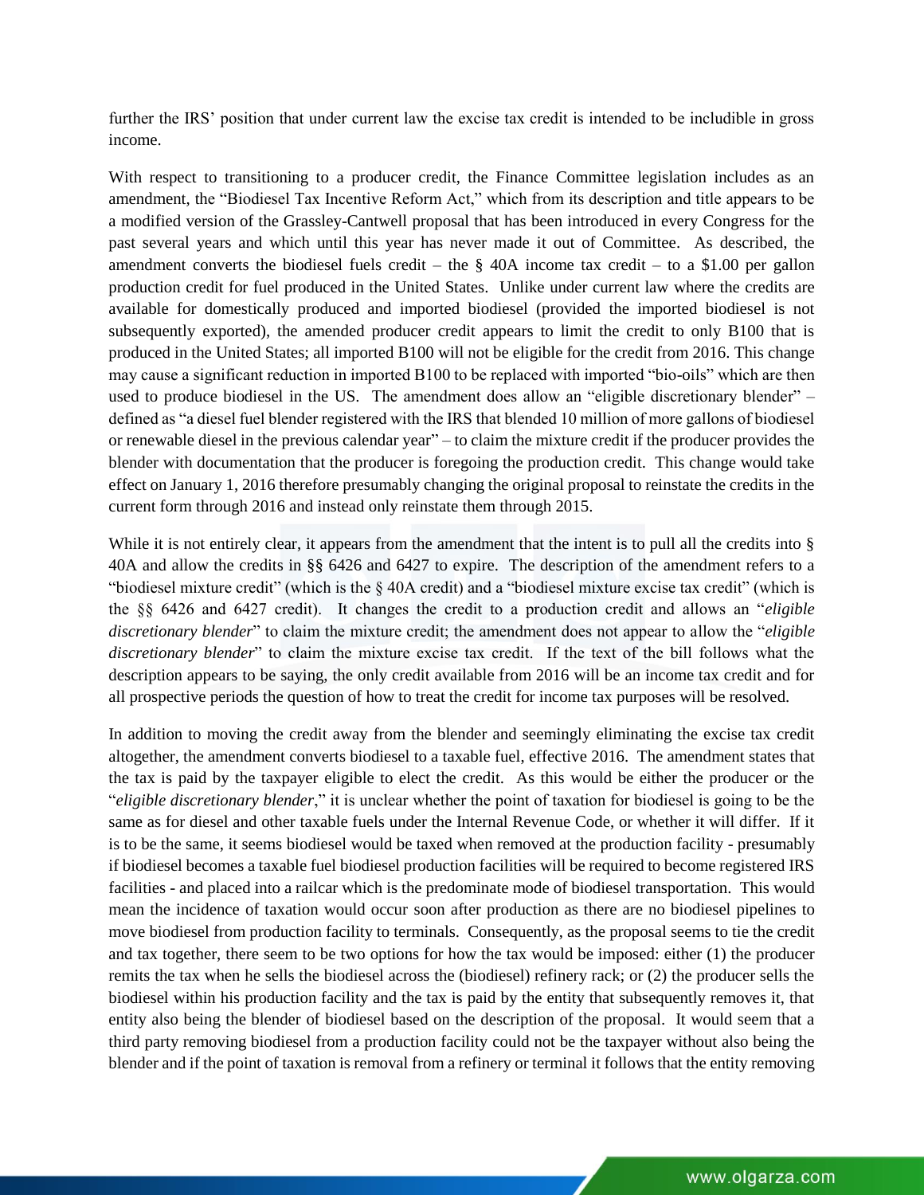further the IRS' position that under current law the excise tax credit is intended to be includible in gross income.

With respect to transitioning to a producer credit, the Finance Committee legislation includes as an amendment, the "Biodiesel Tax Incentive Reform Act," which from its description and title appears to be a modified version of the Grassley-Cantwell proposal that has been introduced in every Congress for the past several years and which until this year has never made it out of Committee. As described, the amendment converts the biodiesel fuels credit – the § 40A income tax credit – to a $1.00 per gallon production credit for fuel produced in the United States. Unlike under current law where the credits are available for domestically produced and imported biodiesel (provided the imported biodiesel is not subsequently exported), the amended producer credit appears to limit the credit to only B100 that is produced in the United States; all imported B100 will not be eligible for the credit from 2016. This change may cause a significant reduction in imported B100 to be replaced with imported "bio-oils" which are then used to produce biodiesel in the US. The amendment does allow an "eligible discretionary blender" – defined as "a diesel fuel blender registered with the IRS that blended 10 million of more gallons of biodiesel or renewable diesel in the previous calendar year" – to claim the mixture credit if the producer provides the blender with documentation that the producer is foregoing the production credit. This change would take effect on January 1, 2016 therefore presumably changing the original proposal to reinstate the credits in the current form through 2016 and instead only reinstate them through 2015.

While it is not entirely clear, it appears from the amendment that the intent is to pull all the credits into § 40A and allow the credits in §§ 6426 and 6427 to expire. The description of the amendment refers to a "biodiesel mixture credit" (which is the § 40A credit) and a "biodiesel mixture excise tax credit" (which is the §§ 6426 and 6427 credit). It changes the credit to a production credit and allows an "*eligible discretionary blender*" to claim the mixture credit; the amendment does not appear to allow the "*eligible discretionary blender*" to claim the mixture excise tax credit. If the text of the bill follows what the description appears to be saying, the only credit available from 2016 will be an income tax credit and for all prospective periods the question of how to treat the credit for income tax purposes will be resolved.

In addition to moving the credit away from the blender and seemingly eliminating the excise tax credit altogether, the amendment converts biodiesel to a taxable fuel, effective 2016. The amendment states that the tax is paid by the taxpayer eligible to elect the credit. As this would be either the producer or the "*eligible discretionary blender*," it is unclear whether the point of taxation for biodiesel is going to be the same as for diesel and other taxable fuels under the Internal Revenue Code, or whether it will differ. If it is to be the same, it seems biodiesel would be taxed when removed at the production facility - presumably if biodiesel becomes a taxable fuel biodiesel production facilities will be required to become registered IRS facilities - and placed into a railcar which is the predominate mode of biodiesel transportation. This would mean the incidence of taxation would occur soon after production as there are no biodiesel pipelines to move biodiesel from production facility to terminals. Consequently, as the proposal seems to tie the credit and tax together, there seem to be two options for how the tax would be imposed: either (1) the producer remits the tax when he sells the biodiesel across the (biodiesel) refinery rack; or (2) the producer sells the biodiesel within his production facility and the tax is paid by the entity that subsequently removes it, that entity also being the blender of biodiesel based on the description of the proposal. It would seem that a third party removing biodiesel from a production facility could not be the taxpayer without also being the blender and if the point of taxation is removal from a refinery or terminal it follows that the entity removing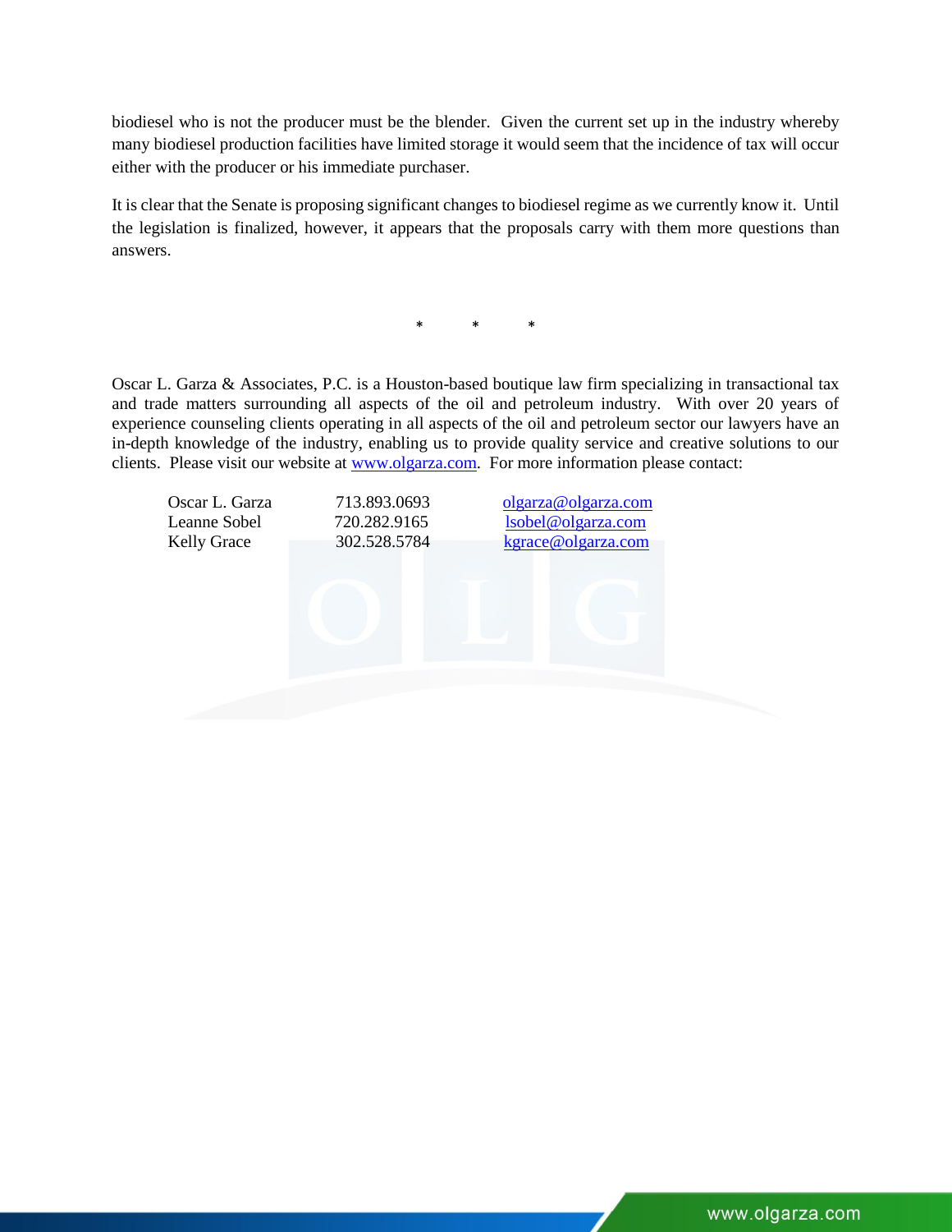biodiesel who is not the producer must be the blender. Given the current set up in the industry whereby many biodiesel production facilities have limited storage it would seem that the incidence of tax will occur either with the producer or his immediate purchaser.

It is clear that the Senate is proposing significant changes to biodiesel regime as we currently know it. Until the legislation is finalized, however, it appears that the proposals carry with them more questions than answers.

\* \* \*

Oscar L. Garza & Associates, P.C. is a Houston-based boutique law firm specializing in transactional tax and trade matters surrounding all aspects of the oil and petroleum industry. With over 20 years of experience counseling clients operating in all aspects of the oil and petroleum sector our lawyers have an in-depth knowledge of the industry, enabling us to provide quality service and creative solutions to our clients. Please visit our website at [www.olgarza.com](http://www.olgarza.com). For more information please contact:

| | | |
|---|---|---|
| Oscar L. Garza | 713.893.0693 | [olgarza@olgarza.com](mailto:olgarza@olgarza.com) |
| Leanne Sobel | 720.282.9165 | [lsobel@olgarza.com](mailto:lsobel@olgarza.com) |
| Kelly Grace | 302.528.5784 | [kgrace@olgarza.com](mailto:kgrace@olgarza.com) |